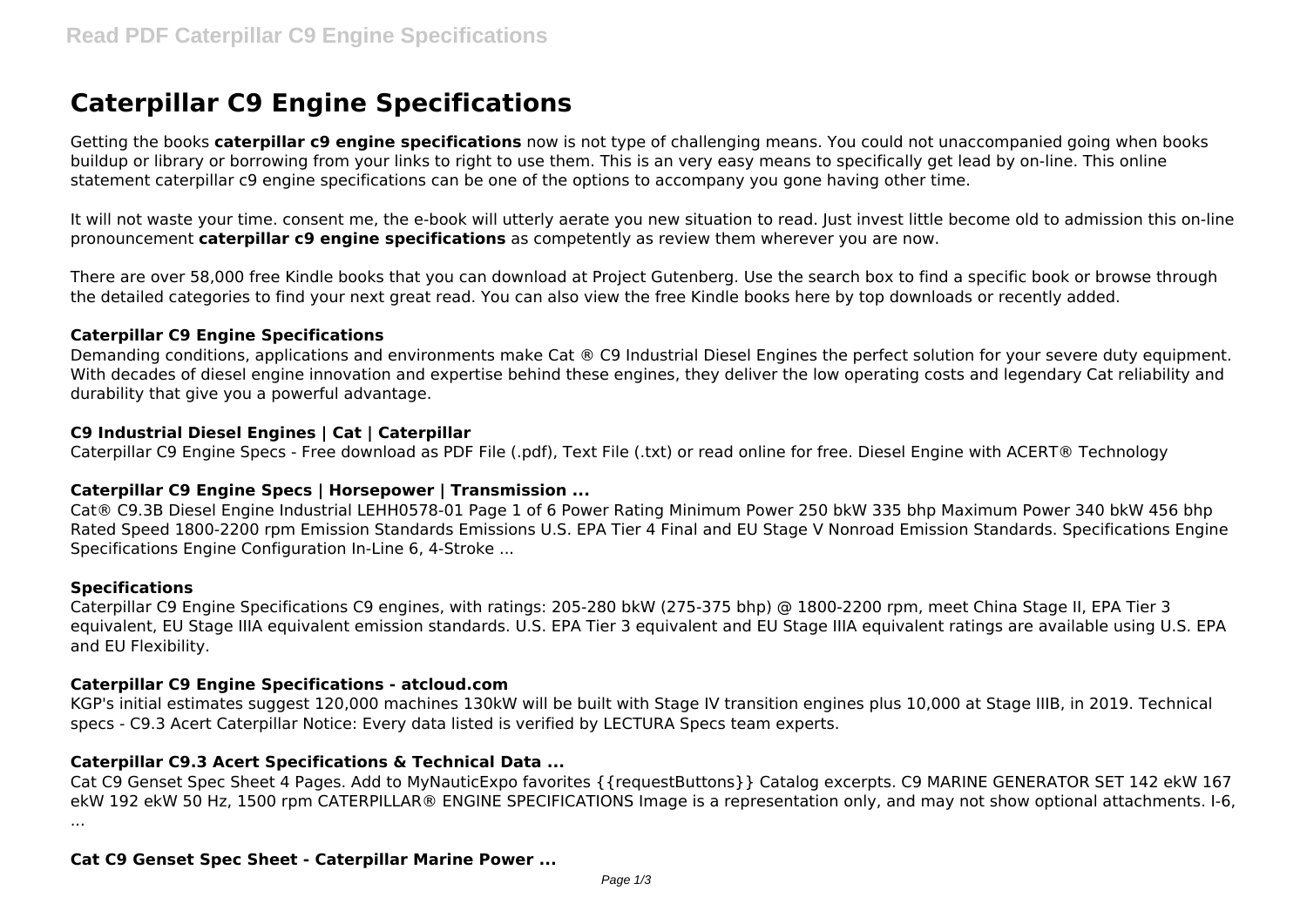# Caterpillar C9 Engine Specifications

Getting the books **caterpillar c9 engine specifications** now is not type of challenging means. You could not unaccompanied going when books buildup or library or borrowing from your links to right to use them. This is an very easy means to specifically get lead by on-line. This online statement caterpillar c9 engine specifications can be one of the options to accompany you gone having other time.

It will not waste your time. consent me, the e-book will utterly aerate you new situation to read. Just invest little become old to admission this on-line pronouncement **caterpillar c9 engine specifications** as competently as review them wherever you are now.

There are over 58,000 free Kindle books that you can download at Project Gutenberg. Use the search box to find a specific book or browse through the detailed categories to find your next great read. You can also view the free Kindle books here by top downloads or recently added.

### Caterpillar C9 Engine Specifications

Demanding conditions, applications and environments make Cat ® C9 Industrial Diesel Engines the perfect solution for your severe duty equipment. With decades of diesel engine innovation and expertise behind these engines, they deliver the low operating costs and legendary Cat reliability and durability that give you a powerful advantage.

### C9 Industrial Diesel Engines | Cat | Caterpillar

Caterpillar C9 Engine Specs - Free download as PDF File (.pdf), Text File (.txt) or read online for free. Diesel Engine with ACERT® Technology

### Caterpillar C9 Engine Specs | Horsepower | Transmission ...

Cat® C9.3B Diesel Engine Industrial LEHH0578-01 Page 1 of 6 Power Rating Minimum Power 250 bkW 335 bhp Maximum Power 340 bkW 456 bhp Rated Speed 1800-2200 rpm Emission Standards Emissions U.S. EPA Tier 4 Final and EU Stage V Nonroad Emission Standards. Specifications Engine Specifications Engine Configuration In-Line 6, 4-Stroke ...

### Specifications

Caterpillar C9 Engine Specifications C9 engines, with ratings: 205-280 bkW (275-375 bhp) @ 1800-2200 rpm, meet China Stage II, EPA Tier 3 equivalent, EU Stage IIIA equivalent emission standards. U.S. EPA Tier 3 equivalent and EU Stage IIIA equivalent ratings are available using U.S. EPA and EU Flexibility.

### Caterpillar C9 Engine Specifications - atcloud.com

KGP's initial estimates suggest 120,000 machines 130kW will be built with Stage IV transition engines plus 10,000 at Stage IIIB, in 2019. Technical specs - C9.3 Acert Caterpillar Notice: Every data listed is verified by LECTURA Specs team experts.

### Caterpillar C9.3 Acert Specifications & Technical Data ...

Cat C9 Genset Spec Sheet 4 Pages. Add to MyNauticExpo favorites {{requestButtons}} Catalog excerpts. C9 MARINE GENERATOR SET 142 ekW 167 ekW 192 ekW 50 Hz, 1500 rpm CATERPILLAR® ENGINE SPECIFICATIONS Image is a representation only, and may not show optional attachments. I-6, ...

### Cat C9 Genset Spec Sheet - Caterpillar Marine Power ...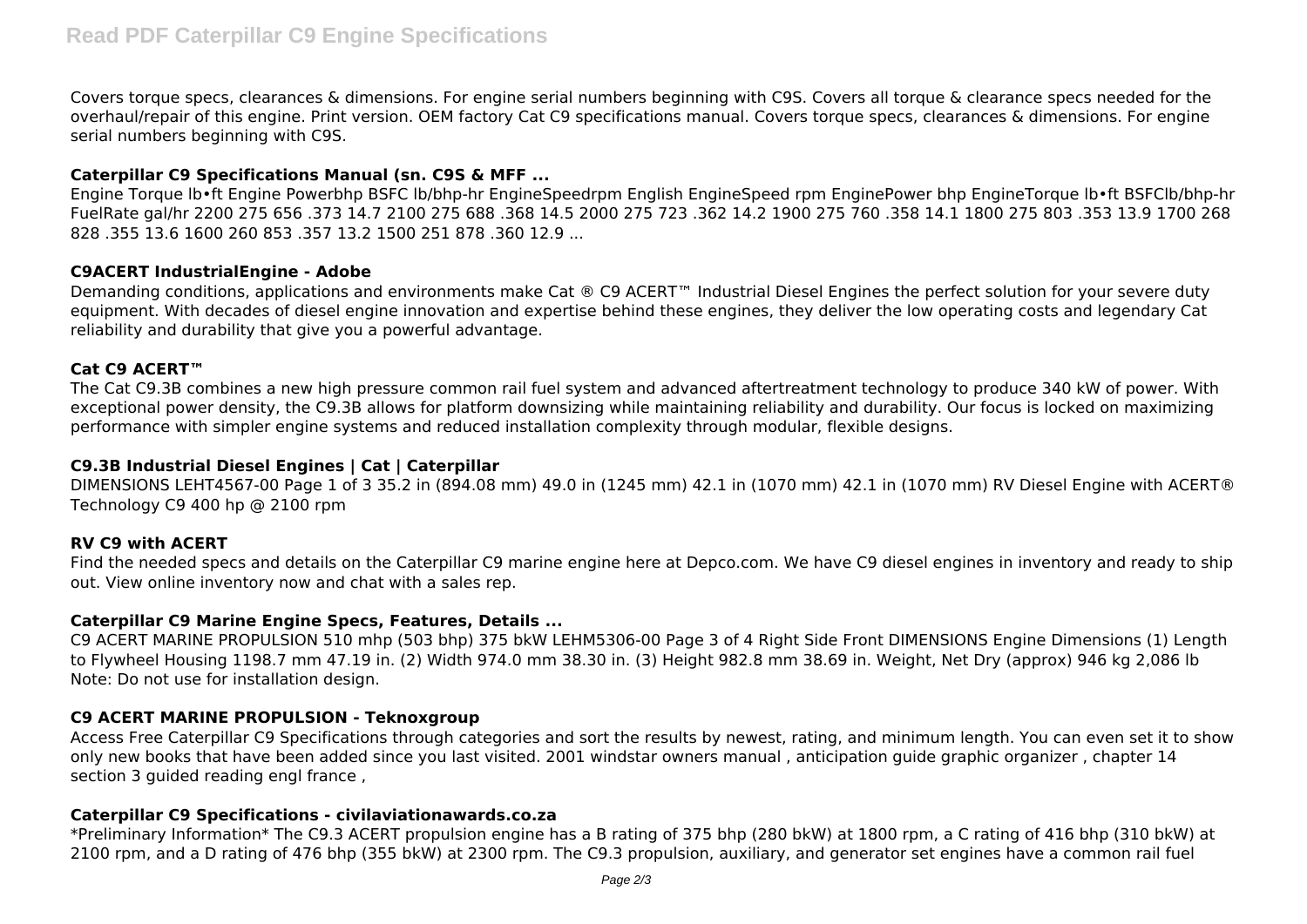Covers torque specs, clearances & dimensions. For engine serial numbers beginning with C9S. Covers all torque & clearance specs needed for the overhaul/repair of this engine. Print version. OEM factory Cat C9 specifications manual. Covers torque specs, clearances & dimensions. For engine serial numbers beginning with C9S.

### Caterpillar C9 Specifications Manual (sn. C9S & MFF ...

Engine Torque lb•ft Engine Powerbhp BSFC lb/bhp-hr EngineSpeedrpm English EngineSpeed rpm EnginePower bhp EngineTorque lb•ft BSFClb/bhp-hr FuelRate gal/hr 2200 275 656 .373 14.7 2100 275 688 .368 14.5 2000 275 723 .362 14.2 1900 275 760 .358 14.1 1800 275 803 .353 13.9 1700 268 828 .355 13.6 1600 260 853 .357 13.2 1500 251 878 .360 12.9 ...

### C9ACERT IndustrialEngine - Adobe

Demanding conditions, applications and environments make Cat ® C9 ACERT™ Industrial Diesel Engines the perfect solution for your severe duty equipment. With decades of diesel engine innovation and expertise behind these engines, they deliver the low operating costs and legendary Cat reliability and durability that give you a powerful advantage.

### Cat C9 ACERT™

The Cat C9.3B combines a new high pressure common rail fuel system and advanced aftertreatment technology to produce 340 kW of power. With exceptional power density, the C9.3B allows for platform downsizing while maintaining reliability and durability. Our focus is locked on maximizing performance with simpler engine systems and reduced installation complexity through modular, flexible designs.

### C9.3B Industrial Diesel Engines | Cat | Caterpillar

DIMENSIONS LEHT4567-00 Page 1 of 3 35.2 in (894.08 mm) 49.0 in (1245 mm) 42.1 in (1070 mm) 42.1 in (1070 mm) RV Diesel Engine with ACERT® Technology C9 400 hp @ 2100 rpm

### RV C9 with ACERT

Find the needed specs and details on the Caterpillar C9 marine engine here at Depco.com. We have C9 diesel engines in inventory and ready to ship out. View online inventory now and chat with a sales rep.

### Caterpillar C9 Marine Engine Specs, Features, Details ...

C9 ACERT MARINE PROPULSION 510 mhp (503 bhp) 375 bkW LEHM5306-00 Page 3 of 4 Right Side Front DIMENSIONS Engine Dimensions (1) Length to Flywheel Housing 1198.7 mm 47.19 in. (2) Width 974.0 mm 38.30 in. (3) Height 982.8 mm 38.69 in. Weight, Net Dry (approx) 946 kg 2,086 lb Note: Do not use for installation design.

### C9 ACERT MARINE PROPULSION - Teknoxgroup

Access Free Caterpillar C9 Specifications through categories and sort the results by newest, rating, and minimum length. You can even set it to show only new books that have been added since you last visited. 2001 windstar owners manual , anticipation guide graphic organizer , chapter 14 section 3 guided reading engl france ,

### Caterpillar C9 Specifications - civilaviationawards.co.za

*Preliminary Information* The C9.3 ACERT propulsion engine has a B rating of 375 bhp (280 bkW) at 1800 rpm, a C rating of 416 bhp (310 bkW) at 2100 rpm, and a D rating of 476 bhp (355 bkW) at 2300 rpm. The C9.3 propulsion, auxiliary, and generator set engines have a common rail fuel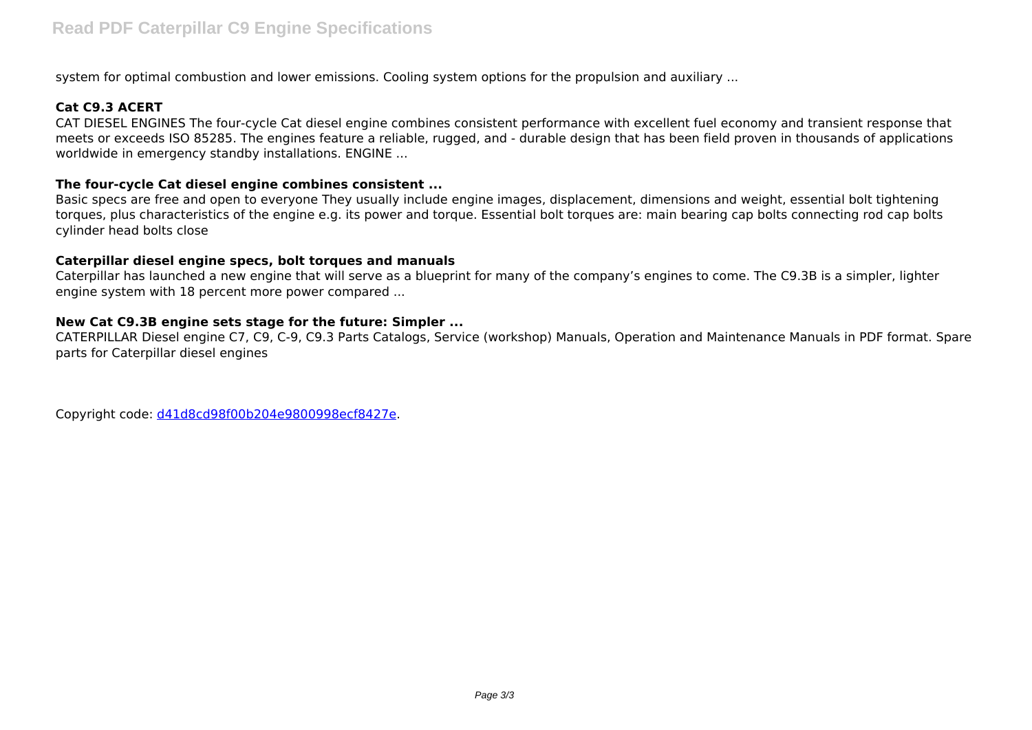system for optimal combustion and lower emissions. Cooling system options for the propulsion and auxiliary ...

**Cat C9.3 ACERT**

CAT DIESEL ENGINES The four-cycle Cat diesel engine combines consistent performance with excellent fuel economy and transient response that meets or exceeds ISO 85285. The engines feature a reliable, rugged, and - durable design that has been field proven in thousands of applications worldwide in emergency standby installations. ENGINE ...

**The four-cycle Cat diesel engine combines consistent ...**

Basic specs are free and open to everyone They usually include engine images, displacement, dimensions and weight, essential bolt tightening torques, plus characteristics of the engine e.g. its power and torque. Essential bolt torques are: main bearing cap bolts connecting rod cap bolts cylinder head bolts close

**Caterpillar diesel engine specs, bolt torques and manuals**

Caterpillar has launched a new engine that will serve as a blueprint for many of the company's engines to come. The C9.3B is a simpler, lighter engine system with 18 percent more power compared ...

**New Cat C9.3B engine sets stage for the future: Simpler ...**

CATERPILLAR Diesel engine C7, C9, C-9, C9.3 Parts Catalogs, Service (workshop) Manuals, Operation and Maintenance Manuals in PDF format. Spare parts for Caterpillar diesel engines

Copyright code: d41d8cd98f00b204e9800998ecf8427e.